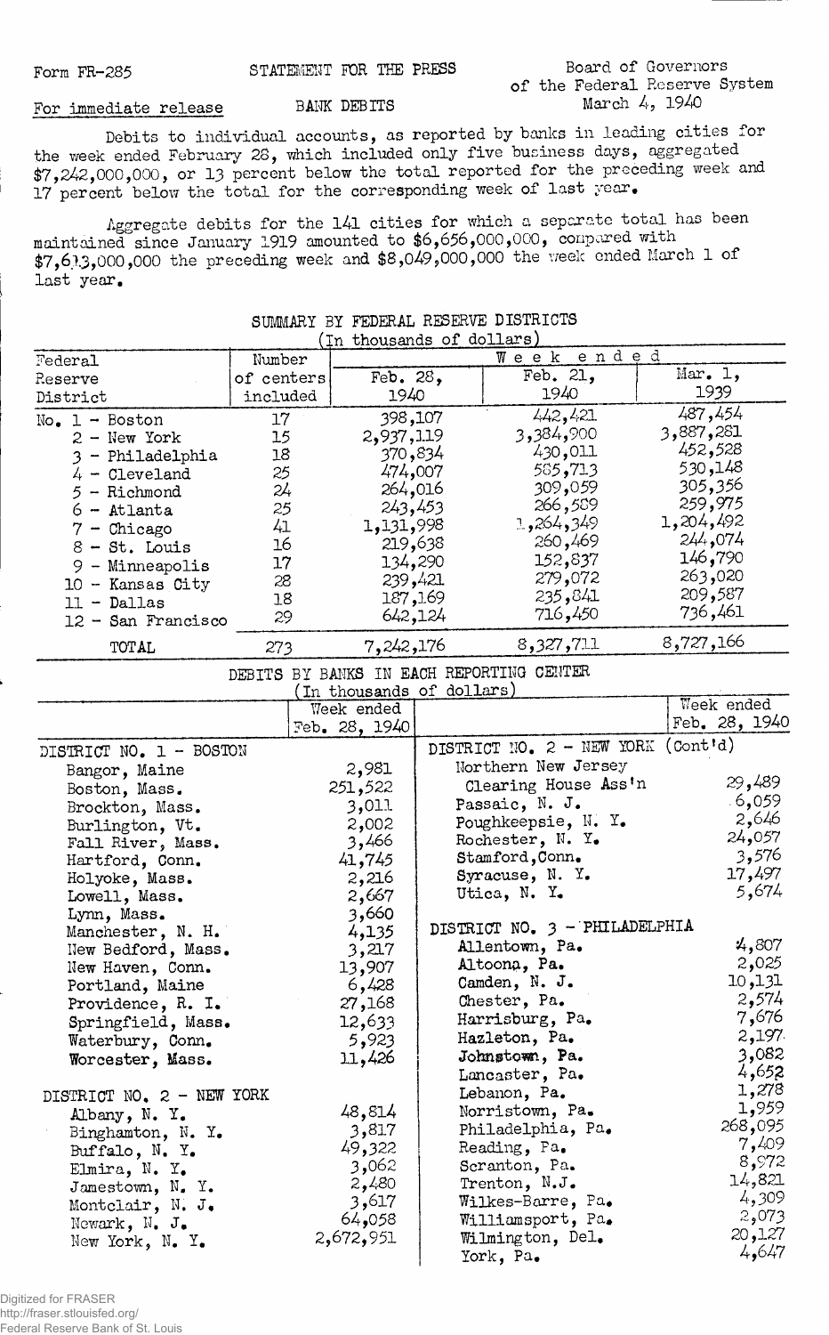Form FR-285

STATEMENT FOR THE PRESS

Board of Governors of the Federal Reserve System

For immediate release

BANK DEBITS

March 4, 1940

Debits to individual accounts, as reported by banks in leading cities for the week ended February 28, which included only five business days, aggregated $7,242,000,000, or 13 percent below the total reported for the preceding week and 17 percent below the total for the corresponding week of last year.

Aggregate debits for the 141 cities for which a separate total has been maintained since January 1919 amounted to $6,656,000,000, compared with $7,613,000,000 the preceding week and $8,049,000,000 the week ended March 1 of last year.

## SUMMARY BY FEDERAL RESERVE DISTRICTS

(In thousands of dollars)

| Federal Reserve District | Number of centers included | Week ended Feb. 28, 1940 | Feb. 21, 1940 | Mar. 1, 1939 |
|---|---|---|---|---|
| No. 1 - Boston | 17 | 398,107 | 442,421 | 487,454 |
| 2 - New York | 15 | 2,937,119 | 3,384,900 | 3,887,281 |
| 3 - Philadelphia | 18 | 370,834 | 430,011 | 452,528 |
| 4 - Cleveland | 25 | 474,007 | 585,713 | 530,148 |
| 5 - Richmond | 24 | 264,016 | 309,059 | 305,356 |
| 6 - Atlanta | 25 | 243,453 | 266,589 | 259,975 |
| 7 - Chicago | 41 | 1,131,998 | 1,264,349 | 1,204,492 |
| 8 - St. Louis | 16 | 219,638 | 260,469 | 244,074 |
| 9 - Minneapolis | 17 | 134,290 | 152,837 | 146,790 |
| 10 - Kansas City | 28 | 239,421 | 279,072 | 263,020 |
| 11 - Dallas | 18 | 187,169 | 235,841 | 209,587 |
| 12 - San Francisco | 29 | 642,124 | 716,450 | 736,461 |
| TOTAL | 273 | 7,242,176 | 8,327,711 | 8,727,166 |

## DEBITS BY BANKS IN EACH REPORTING CENTER

(In thousands of dollars)

| | Week ended Feb. 28, 1940 |
|---|---|
| **DISTRICT NO. 1 - BOSTON** | |
| Bangor, Maine | 2,981 |
| Boston, Mass. | 251,522 |
| Brockton, Mass. | 3,011 |
| Burlington, Vt. | 2,002 |
| Fall River, Mass. | 3,466 |
| Hartford, Conn. | 41,745 |
| Holyoke, Mass. | 2,216 |
| Lowell, Mass. | 2,667 |
| Lynn, Mass. | 3,660 |
| Manchester, N. H. | 4,135 |
| New Bedford, Mass. | 3,217 |
| New Haven, Conn. | 13,907 |
| Portland, Maine | 6,428 |
| Providence, R. I. | 27,168 |
| Springfield, Mass. | 12,633 |
| Waterbury, Conn. | 5,923 |
| Worcester, Mass. | 11,426 |
| **DISTRICT NO. 2 - NEW YORK** | |
| Albany, N. Y. | 48,814 |
| Binghamton, N. Y. | 3,817 |
| Buffalo, N. Y. | 49,322 |
| Elmira, N. Y. | 3,062 |
| Jamestown, N. Y. | 2,480 |
| Montclair, N. J. | 3,617 |
| Newark, N. J. | 64,058 |
| New York, N. Y. | 2,672,951 |
| **DISTRICT NO. 2 - NEW YORK (Cont'd)** | |
| Northern New Jersey Clearing House Ass'n | 29,489 |
| Passaic, N. J. | 6,059 |
| Poughkeepsie, N. Y. | 2,646 |
| Rochester, N. Y. | 24,057 |
| Stamford, Conn. | 3,576 |
| Syracuse, N. Y. | 17,497 |
| Utica, N. Y. | 5,674 |
| **DISTRICT NO. 3 - PHILADELPHIA** | |
| Allentown, Pa. | 4,807 |
| Altoona, Pa. | 2,025 |
| Camden, N. J. | 10,131 |
| Chester, Pa. | 2,574 |
| Harrisburg, Pa. | 7,676 |
| Hazleton, Pa. | 2,197 |
| Johnstown, Pa. | 3,082 |
| Lancaster, Pa. | 4,652 |
| Lebanon, Pa. | 1,278 |
| Norristown, Pa. | 1,959 |
| Philadelphia, Pa. | 268,095 |
| Reading, Pa. | 7,409 |
| Scranton, Pa. | 8,972 |
| Trenton, N.J. | 14,821 |
| Wilkes-Barre, Pa. | 4,309 |
| Williamsport, Pa. | 2,073 |
| Wilmington, Del. | 20,127 |
| York, Pa. | 4,647 |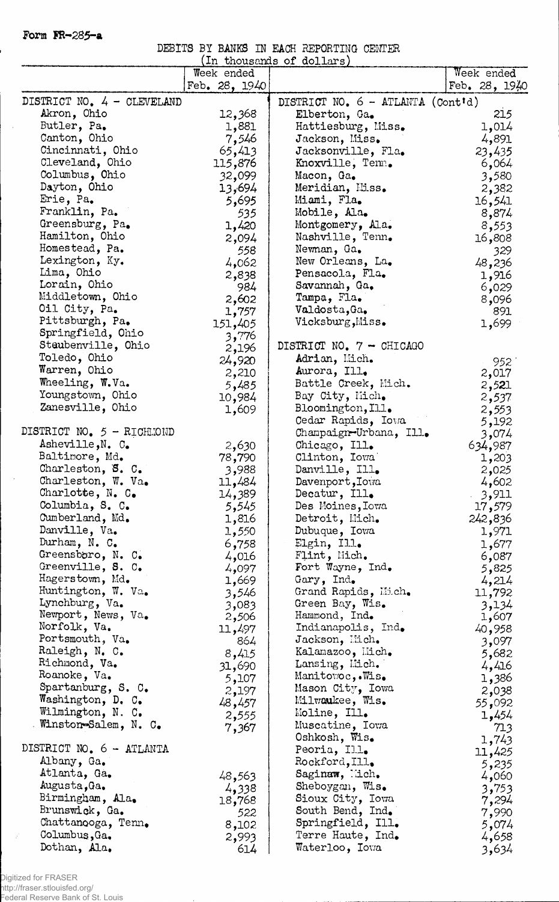Form FR-285-a

DEBITS BY BANKS IN EACH REPORTING CENTER

(In thousands of dollars)

| | Week ended Feb. 28, 1940 | | Week ended Feb. 28, 1940 |
|---|---|---|---|
| DISTRICT NO. 4 - CLEVELAND | | DISTRICT NO. 6 - ATLANTA (Cont'd) | |
| Akron, Ohio | 12,368 | Elberton, Ga. | 215 |
| Butler, Pa. | 1,881 | Hattiesburg, Miss. | 1,014 |
| Canton, Ohio | 7,546 | Jackson, Miss. | 4,891 |
| Cincinnati, Ohio | 65,413 | Jacksonville, Fla. | 23,435 |
| Cleveland, Ohio | 115,876 | Knoxville, Tenn. | 6,064 |
| Columbus, Ohio | 32,099 | Macon, Ga. | 3,580 |
| Dayton, Ohio | 13,694 | Meridian, Miss. | 2,382 |
| Erie, Pa. | 5,695 | Miami, Fla. | 16,541 |
| Franklin, Pa. | 535 | Mobile, Ala. | 8,874 |
| Greensburg, Pa. | 1,420 | Montgomery, Ala. | 8,553 |
| Hamilton, Ohio | 2,094 | Nashville, Tenn. | 16,808 |
| Homestead, Pa. | 558 | Newnan, Ga. | 329 |
| Lexington, Ky. | 4,062 | New Orleans, La. | 48,236 |
| Lima, Ohio | 2,838 | Pensacola, Fla. | 1,916 |
| Lorain, Ohio | 984 | Savannah, Ga. | 6,029 |
| Middletown, Ohio | 2,602 | Tampa, Fla. | 8,096 |
| Oil City, Pa. | 1,757 | Valdosta, Ga. | 891 |
| Pittsburgh, Pa. | 151,405 | Vicksburg, Miss. | 1,699 |
| Springfield, Ohio | 3,776 | | |
| Steubenville, Ohio | 2,196 | DISTRICT NO. 7 - CHICAGO | |
| Toledo, Ohio | 24,920 | Adrian, Mich. | 952 |
| Warren, Ohio | 2,210 | Aurora, Ill. | 2,017 |
| Wheeling, W.Va. | 5,485 | Battle Creek, Mich. | 2,521 |
| Youngstown, Ohio | 10,984 | Bay City, Mich. | 2,537 |
| Zanesville, Ohio | 1,609 | Bloomington, Ill. | 2,553 |
| | | Cedar Rapids, Iowa | 5,192 |
| DISTRICT NO. 5 - RICHMOND | | Champaign-Urbana, Ill. | 3,074 |
| Asheville, N. C. | 2,630 | Chicago, Ill. | 634,987 |
| Baltimore, Md. | 78,790 | Clinton, Iowa | 1,203 |
| Charleston, S. C. | 3,988 | Danville, Ill. | 2,025 |
| Charleston, W. Va. | 11,484 | Davenport, Iowa | 4,602 |
| Charlotte, N. C. | 14,389 | Decatur, Ill. | 3,911 |
| Columbia, S. C. | 5,545 | Des Moines, Iowa | 17,579 |
| Cumberland, Md. | 1,816 | Detroit, Mich. | 242,836 |
| Danville, Va. | 1,550 | Dubuque, Iowa | 1,971 |
| Durham, N. C. | 6,758 | Elgin, Ill. | 1,677 |
| Greensboro, N. C. | 4,016 | Flint, Mich. | 6,087 |
| Greenville, S. C. | 4,097 | Fort Wayne, Ind. | 5,825 |
| Hagerstown, Md. | 1,669 | Gary, Ind. | 4,214 |
| Huntington, W. Va. | 3,546 | Grand Rapids, Mich. | 11,792 |
| Lynchburg, Va. | 3,083 | Green Bay, Wis. | 3,134 |
| Newport, News, Va. | 2,506 | Hammond, Ind. | 1,607 |
| Norfolk, Va. | 11,497 | Indianapolis, Ind. | 40,958 |
| Portsmouth, Va. | 864 | Jackson, Mich. | 3,097 |
| Raleigh, N. C. | 8,415 | Kalamazoo, Mich. | 5,682 |
| Richmond, Va. | 31,690 | Lansing, Mich. | 4,416 |
| Roanoke, Va. | 5,107 | Manitowoc, Wis. | 1,386 |
| Spartanburg, S. C. | 2,197 | Mason City, Iowa | 2,038 |
| Washington, D. C. | 48,457 | Milwaukee, Wis. | 55,092 |
| Wilmington, N. C. | 2,555 | Moline, Ill. | 1,454 |
| Winston-Salem, N. C. | 7,367 | Muscatine, Iowa | 713 |
| | | Oshkosh, Wis. | 1,743 |
| DISTRICT NO. 6 - ATLANTA | | Peoria, Ill. | 11,425 |
| Albany, Ga. | | Rockford, Ill. | 5,235 |
| Atlanta, Ga. | 48,563 | Saginaw, Mich. | 4,060 |
| Augusta, Ga. | 4,338 | Sheboygan, Wis. | 3,753 |
| Birmingham, Ala. | 18,768 | Sioux City, Iowa | 7,294 |
| Brunswick, Ga. | 522 | South Bend, Ind. | 7,990 |
| Chattanooga, Tenn. | 8,102 | Springfield, Ill. | 5,074 |
| Columbus, Ga. | 2,993 | Terre Haute, Ind. | 4,658 |
| Dothan, Ala. | 614 | Waterloo, Iowa | 3,634 |

Digitized for FRASER
http://fraser.stlouisfed.org/
Federal Reserve Bank of St. Louis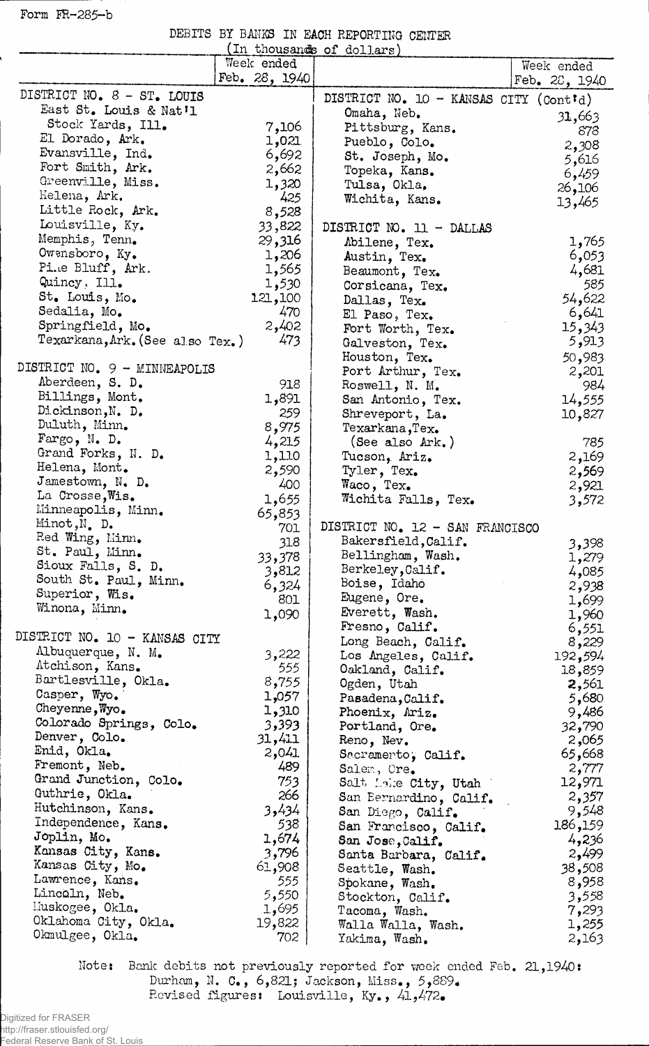Form FR-285-b

DEBITS BY BANKS IN EACH REPORTING CENTER
(In thousands of dollars)

| | Week ended Feb. 28, 1940 |
|---|---|
| **DISTRICT NO. 8 - ST. LOUIS** | |
| East St. Louis & Nat'l Stock Yards, Ill. | 7,106 |
| El Dorado, Ark. | 1,021 |
| Evansville, Ind. | 6,692 |
| Fort Smith, Ark. | 2,662 |
| Greenville, Miss. | 1,320 |
| Helena, Ark. | 425 |
| Little Rock, Ark. | 8,528 |
| Louisville, Ky. | 33,822 |
| Memphis, Tenn. | 29,316 |
| Owensboro, Ky. | 1,206 |
| Pine Bluff, Ark. | 1,565 |
| Quincy, Ill. | 1,530 |
| St. Louis, Mo. | 121,100 |
| Sedalia, Mo. | 470 |
| Springfield, Mo. | 2,402 |
| Texarkana, Ark. (See also Tex.) | 473 |
| **DISTRICT NO. 9 - MINNEAPOLIS** | |
| Aberdeen, S. D. | 918 |
| Billings, Mont. | 1,891 |
| Dickinson, N. D. | 259 |
| Duluth, Minn. | 8,975 |
| Fargo, N. D. | 4,215 |
| Grand Forks, N. D. | 1,110 |
| Helena, Mont. | 2,590 |
| Jamestown, N. D. | 400 |
| La Crosse, Wis. | 1,655 |
| Minneapolis, Minn. | 65,853 |
| Minot, N. D. | 701 |
| Red Wing, Minn. | 318 |
| St. Paul, Minn. | 33,378 |
| Sioux Falls, S. D. | 3,812 |
| South St. Paul, Minn. | 6,324 |
| Superior, Wis. | 801 |
| Winona, Minn. | 1,090 |
| **DISTRICT NO. 10 - KANSAS CITY** | |
| Albuquerque, N. M. | 3,222 |
| Atchison, Kans. | 555 |
| Bartlesville, Okla. | 8,755 |
| Casper, Wyo. | 1,057 |
| Cheyenne, Wyo. | 1,310 |
| Colorado Springs, Colo. | 3,393 |
| Denver, Colo. | 31,411 |
| Enid, Okla. | 2,041 |
| Fremont, Neb. | 489 |
| Grand Junction, Colo. | 753 |
| Guthrie, Okla. | 266 |
| Hutchinson, Kans. | 3,434 |
| Independence, Kans. | 538 |
| Joplin, Mo. | 1,674 |
| Kansas City, Kans. | 3,796 |
| Kansas City, Mo. | 61,908 |
| Lawrence, Kans. | 555 |
| Lincoln, Neb. | 5,550 |
| Muskogee, Okla. | 1,695 |
| Oklahoma City, Okla. | 19,822 |
| Okmulgee, Okla. | 702 |

| | Week ended Feb. 28, 1940 |
|---|---|
| **DISTRICT NO. 10 - KANSAS CITY (Cont'd)** | |
| Omaha, Neb. | 31,663 |
| Pittsburg, Kans. | 878 |
| Pueblo, Colo. | 2,308 |
| St. Joseph, Mo. | 5,616 |
| Topeka, Kans. | 6,459 |
| Tulsa, Okla. | 26,106 |
| Wichita, Kans. | 13,465 |
| **DISTRICT NO. 11 - DALLAS** | |
| Abilene, Tex. | 1,765 |
| Austin, Tex. | 6,053 |
| Beaumont, Tex. | 4,681 |
| Corsicana, Tex. | 585 |
| Dallas, Tex. | 54,622 |
| El Paso, Tex. | 6,641 |
| Fort Worth, Tex. | 15,343 |
| Galveston, Tex. | 5,913 |
| Houston, Tex. | 50,983 |
| Port Arthur, Tex. | 2,201 |
| Roswell, N. M. | 984 |
| San Antonio, Tex. | 14,555 |
| Shreveport, La. | 10,827 |
| Texarkana, Tex. (See also Ark.) | 785 |
| Tucson, Ariz. | 2,169 |
| Tyler, Tex. | 2,569 |
| Waco, Tex. | 2,921 |
| Wichita Falls, Tex. | 3,572 |
| **DISTRICT NO. 12 - SAN FRANCISCO** | |
| Bakersfield, Calif. | 3,398 |
| Bellingham, Wash. | 1,279 |
| Berkeley, Calif. | 4,085 |
| Boise, Idaho | 2,938 |
| Eugene, Ore. | 1,699 |
| Everett, Wash. | 1,960 |
| Fresno, Calif. | 6,551 |
| Long Beach, Calif. | 8,229 |
| Los Angeles, Calif. | 192,594 |
| Oakland, Calif. | 18,859 |
| Ogden, Utah | 2,561 |
| Pasadena, Calif. | 5,680 |
| Phoenix, Ariz. | 9,486 |
| Portland, Ore. | 32,790 |
| Reno, Nev. | 2,065 |
| Sacramento, Calif. | 65,668 |
| Salem, Ore. | 2,777 |
| Salt Lake City, Utah | 12,971 |
| San Bernardino, Calif. | 2,357 |
| San Diego, Calif. | 9,548 |
| San Francisco, Calif. | 186,159 |
| San Jose, Calif. | 4,236 |
| Santa Barbara, Calif. | 2,499 |
| Seattle, Wash. | 38,508 |
| Spokane, Wash. | 8,958 |
| Stockton, Calif. | 3,558 |
| Tacoma, Wash. | 7,293 |
| Walla Walla, Wash. | 1,255 |
| Yakima, Wash. | 2,163 |

Note: Bank debits not previously reported for week ended Feb. 21, 1940: Durham, N. C., 6,821; Jackson, Miss., 5,889. Revised figures: Louisville, Ky., 41,472.